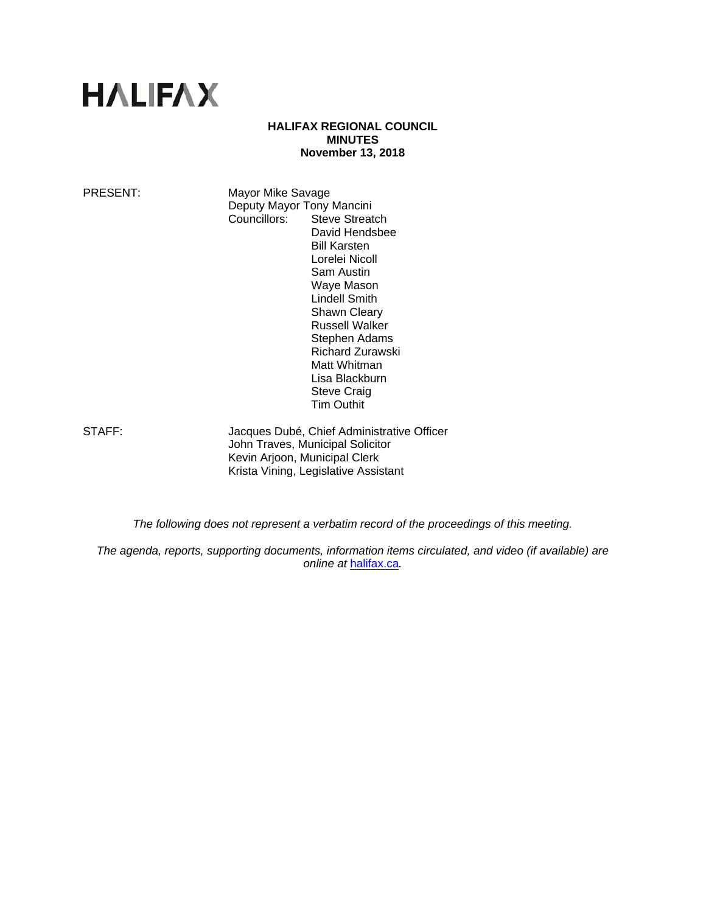HALIFAX

**HALIFAX REGIONAL COUNCIL**
**MINUTES**
**November 13, 2018**

PRESENT: Mayor Mike Savage
Deputy Mayor Tony Mancini
Councillors: Steve Streatch
David Hendsbee
Bill Karsten
Lorelei Nicoll
Sam Austin
Waye Mason
Lindell Smith
Shawn Cleary
Russell Walker
Stephen Adams
Richard Zurawski
Matt Whitman
Lisa Blackburn
Steve Craig
Tim Outhit

STAFF: Jacques Dubé, Chief Administrative Officer
John Traves, Municipal Solicitor
Kevin Arjoon, Municipal Clerk
Krista Vining, Legislative Assistant

*The following does not represent a verbatim record of the proceedings of this meeting.*

*The agenda, reports, supporting documents, information items circulated, and video (if available) are online at* [halifax.ca](halifax.ca).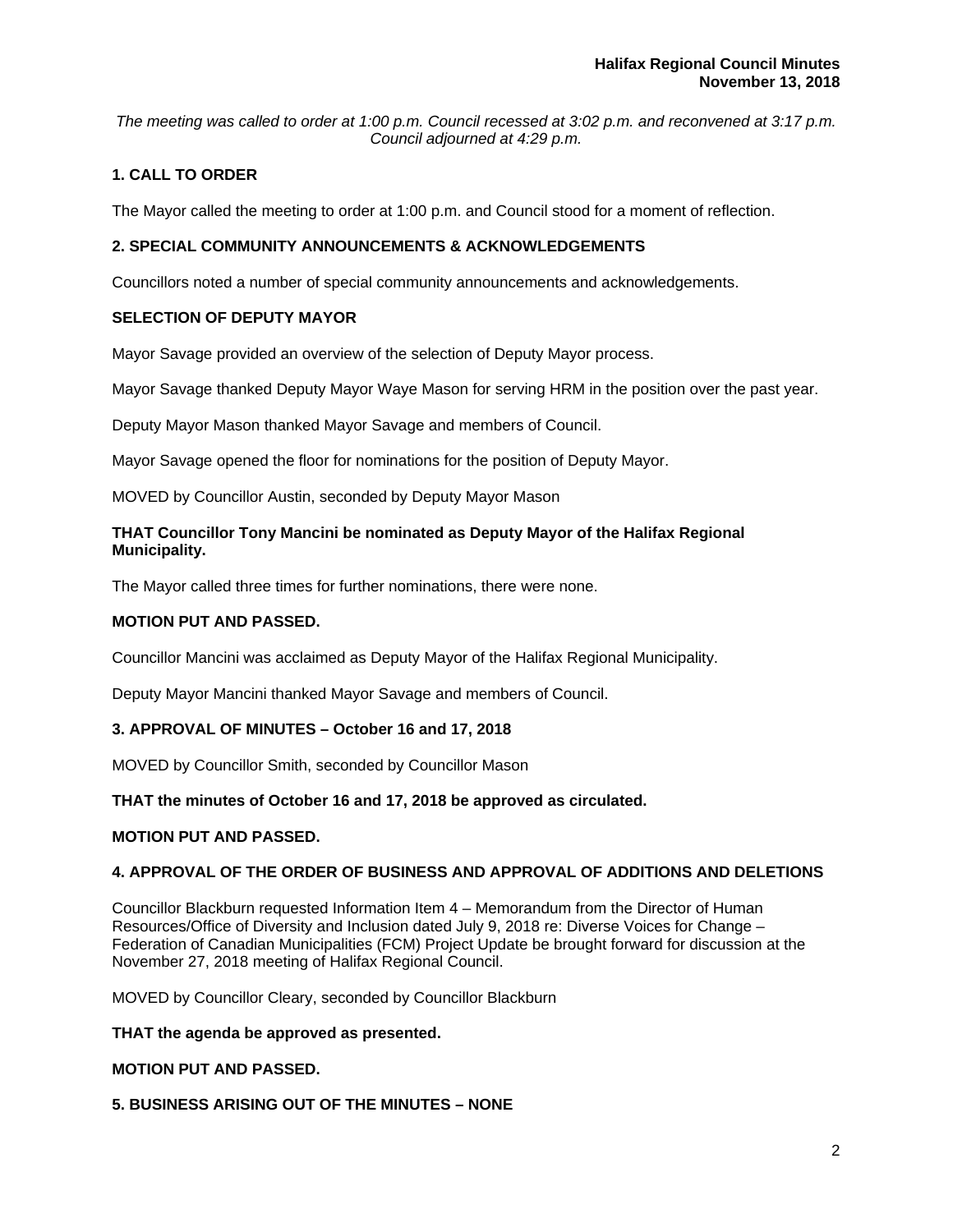*The meeting was called to order at 1:00 p.m. Council recessed at 3:02 p.m. and reconvened at 3:17 p.m. Council adjourned at 4:29 p.m.*

## 1. CALL TO ORDER

The Mayor called the meeting to order at 1:00 p.m. and Council stood for a moment of reflection.

## 2. SPECIAL COMMUNITY ANNOUNCEMENTS & ACKNOWLEDGEMENTS

Councillors noted a number of special community announcements and acknowledgements.

## SELECTION OF DEPUTY MAYOR

Mayor Savage provided an overview of the selection of Deputy Mayor process.

Mayor Savage thanked Deputy Mayor Waye Mason for serving HRM in the position over the past year.

Deputy Mayor Mason thanked Mayor Savage and members of Council.

Mayor Savage opened the floor for nominations for the position of Deputy Mayor.

MOVED by Councillor Austin, seconded by Deputy Mayor Mason

**THAT Councillor Tony Mancini be nominated as Deputy Mayor of the Halifax Regional Municipality.**

The Mayor called three times for further nominations, there were none.

**MOTION PUT AND PASSED.**

Councillor Mancini was acclaimed as Deputy Mayor of the Halifax Regional Municipality.

Deputy Mayor Mancini thanked Mayor Savage and members of Council.

## 3. APPROVAL OF MINUTES – October 16 and 17, 2018

MOVED by Councillor Smith, seconded by Councillor Mason

**THAT the minutes of October 16 and 17, 2018 be approved as circulated.**

**MOTION PUT AND PASSED.**

## 4. APPROVAL OF THE ORDER OF BUSINESS AND APPROVAL OF ADDITIONS AND DELETIONS

Councillor Blackburn requested Information Item 4 – Memorandum from the Director of Human Resources/Office of Diversity and Inclusion dated July 9, 2018 re: Diverse Voices for Change – Federation of Canadian Municipalities (FCM) Project Update be brought forward for discussion at the November 27, 2018 meeting of Halifax Regional Council.

MOVED by Councillor Cleary, seconded by Councillor Blackburn

**THAT the agenda be approved as presented.**

**MOTION PUT AND PASSED.**

## 5. BUSINESS ARISING OUT OF THE MINUTES – NONE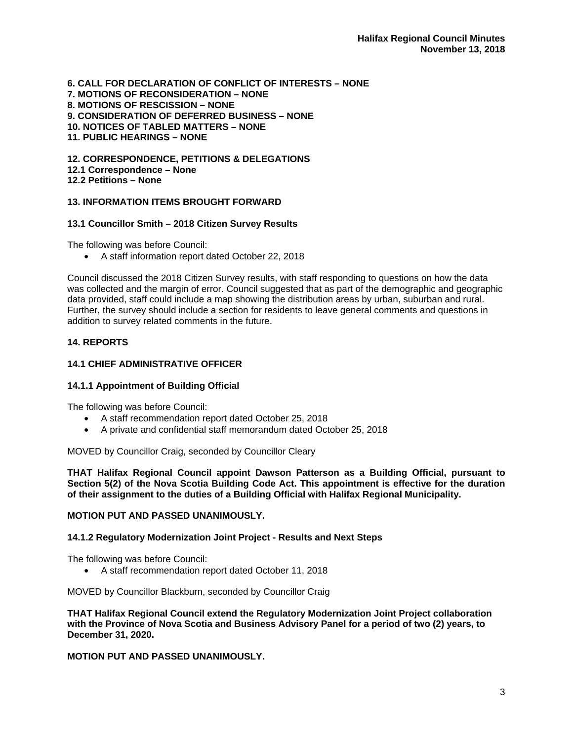**6. CALL FOR DECLARATION OF CONFLICT OF INTERESTS – NONE**
**7. MOTIONS OF RECONSIDERATION – NONE**
**8. MOTIONS OF RESCISSION – NONE**
**9. CONSIDERATION OF DEFERRED BUSINESS – NONE**
**10. NOTICES OF TABLED MATTERS – NONE**
**11. PUBLIC HEARINGS – NONE**

**12. CORRESPONDENCE, PETITIONS & DELEGATIONS**
**12.1 Correspondence – None**
**12.2 Petitions – None**

**13. INFORMATION ITEMS BROUGHT FORWARD**

**13.1 Councillor Smith – 2018 Citizen Survey Results**

The following was before Council:

- A staff information report dated October 22, 2018

Council discussed the 2018 Citizen Survey results, with staff responding to questions on how the data was collected and the margin of error. Council suggested that as part of the demographic and geographic data provided, staff could include a map showing the distribution areas by urban, suburban and rural. Further, the survey should include a section for residents to leave general comments and questions in addition to survey related comments in the future.

**14. REPORTS**

**14.1 CHIEF ADMINISTRATIVE OFFICER**

**14.1.1 Appointment of Building Official**

The following was before Council:

- A staff recommendation report dated October 25, 2018
- A private and confidential staff memorandum dated October 25, 2018

MOVED by Councillor Craig, seconded by Councillor Cleary

**THAT Halifax Regional Council appoint Dawson Patterson as a Building Official, pursuant to Section 5(2) of the Nova Scotia Building Code Act. This appointment is effective for the duration of their assignment to the duties of a Building Official with Halifax Regional Municipality.**

**MOTION PUT AND PASSED UNANIMOUSLY.**

**14.1.2 Regulatory Modernization Joint Project - Results and Next Steps**

The following was before Council:

- A staff recommendation report dated October 11, 2018

MOVED by Councillor Blackburn, seconded by Councillor Craig

**THAT Halifax Regional Council extend the Regulatory Modernization Joint Project collaboration with the Province of Nova Scotia and Business Advisory Panel for a period of two (2) years, to December 31, 2020.**

**MOTION PUT AND PASSED UNANIMOUSLY.**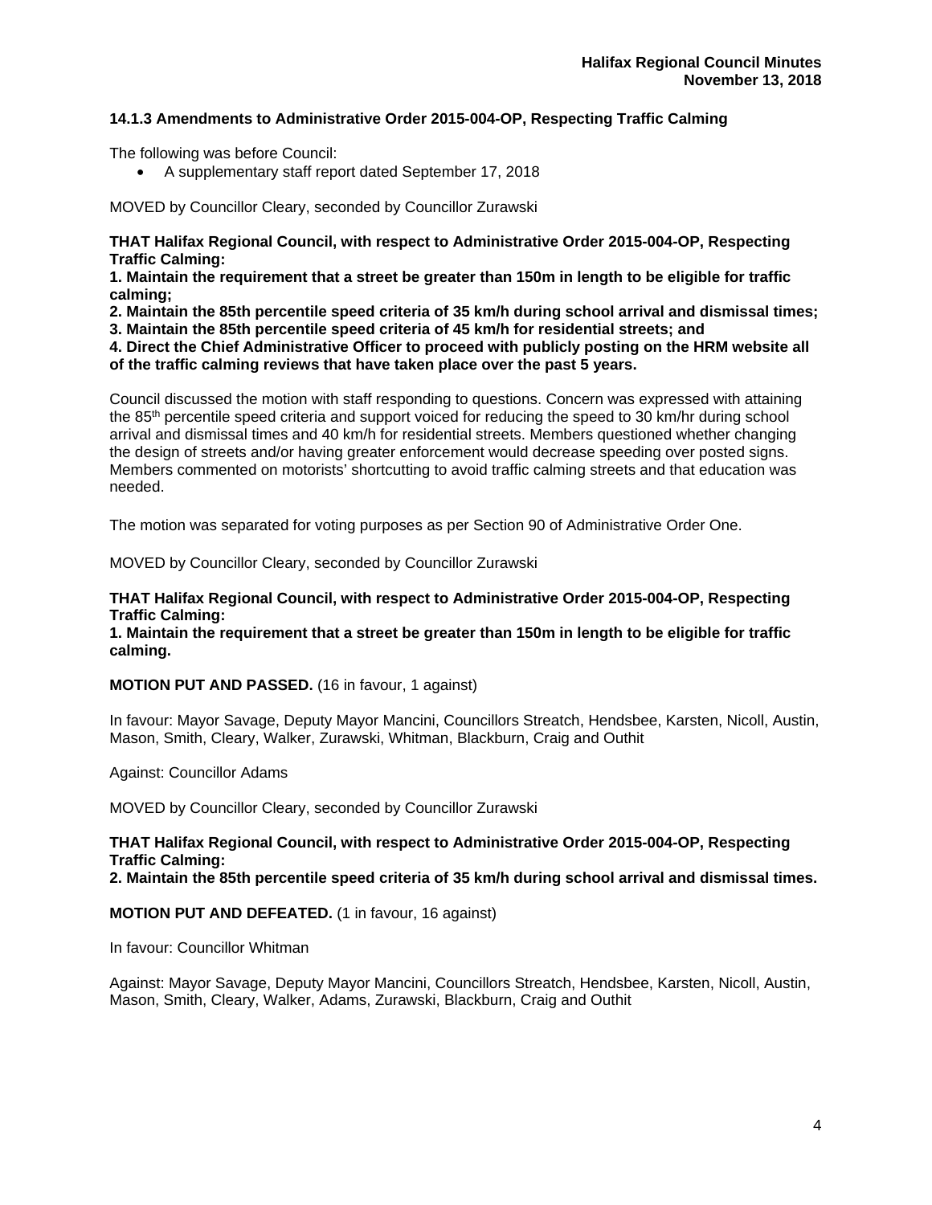### 14.1.3 Amendments to Administrative Order 2015-004-OP, Respecting Traffic Calming

The following was before Council:

- A supplementary staff report dated September 17, 2018

MOVED by Councillor Cleary, seconded by Councillor Zurawski

**THAT Halifax Regional Council, with respect to Administrative Order 2015-004-OP, Respecting Traffic Calming:**
**1. Maintain the requirement that a street be greater than 150m in length to be eligible for traffic calming;**
**2. Maintain the 85th percentile speed criteria of 35 km/h during school arrival and dismissal times;**
**3. Maintain the 85th percentile speed criteria of 45 km/h for residential streets; and**
**4. Direct the Chief Administrative Officer to proceed with publicly posting on the HRM website all of the traffic calming reviews that have taken place over the past 5 years.**

Council discussed the motion with staff responding to questions. Concern was expressed with attaining the 85th percentile speed criteria and support voiced for reducing the speed to 30 km/hr during school arrival and dismissal times and 40 km/h for residential streets. Members questioned whether changing the design of streets and/or having greater enforcement would decrease speeding over posted signs. Members commented on motorists' shortcutting to avoid traffic calming streets and that education was needed.

The motion was separated for voting purposes as per Section 90 of Administrative Order One.

MOVED by Councillor Cleary, seconded by Councillor Zurawski

**THAT Halifax Regional Council, with respect to Administrative Order 2015-004-OP, Respecting Traffic Calming:**
**1. Maintain the requirement that a street be greater than 150m in length to be eligible for traffic calming.**

**MOTION PUT AND PASSED.** (16 in favour, 1 against)

In favour: Mayor Savage, Deputy Mayor Mancini, Councillors Streatch, Hendsbee, Karsten, Nicoll, Austin, Mason, Smith, Cleary, Walker, Zurawski, Whitman, Blackburn, Craig and Outhit

Against: Councillor Adams

MOVED by Councillor Cleary, seconded by Councillor Zurawski

**THAT Halifax Regional Council, with respect to Administrative Order 2015-004-OP, Respecting Traffic Calming:**
**2. Maintain the 85th percentile speed criteria of 35 km/h during school arrival and dismissal times.**

**MOTION PUT AND DEFEATED.** (1 in favour, 16 against)

In favour: Councillor Whitman

Against: Mayor Savage, Deputy Mayor Mancini, Councillors Streatch, Hendsbee, Karsten, Nicoll, Austin, Mason, Smith, Cleary, Walker, Adams, Zurawski, Blackburn, Craig and Outhit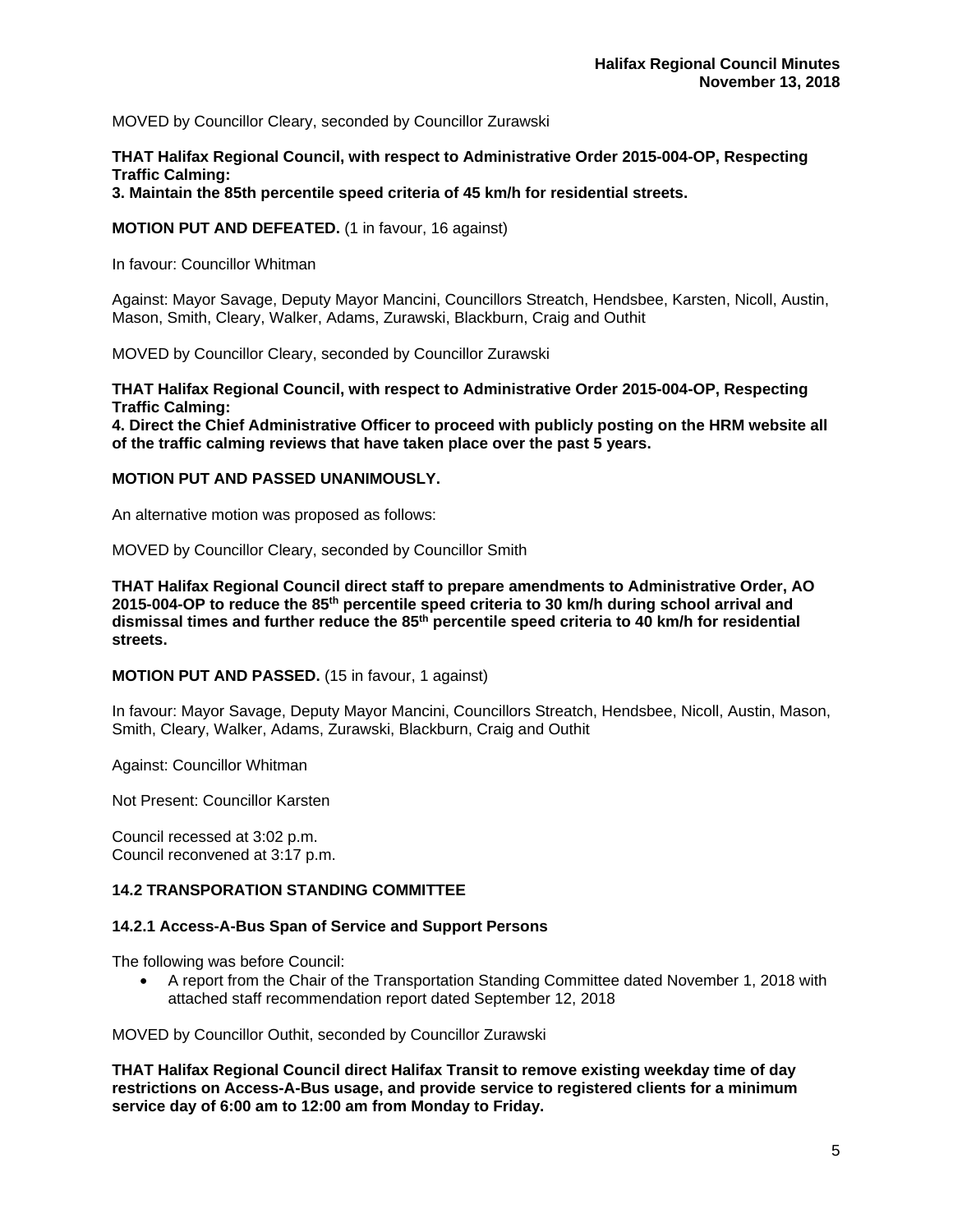MOVED by Councillor Cleary, seconded by Councillor Zurawski

**THAT Halifax Regional Council, with respect to Administrative Order 2015-004-OP, Respecting Traffic Calming:**
**3. Maintain the 85th percentile speed criteria of 45 km/h for residential streets.**

**MOTION PUT AND DEFEATED.** (1 in favour, 16 against)

In favour: Councillor Whitman

Against: Mayor Savage, Deputy Mayor Mancini, Councillors Streatch, Hendsbee, Karsten, Nicoll, Austin, Mason, Smith, Cleary, Walker, Adams, Zurawski, Blackburn, Craig and Outhit

MOVED by Councillor Cleary, seconded by Councillor Zurawski

**THAT Halifax Regional Council, with respect to Administrative Order 2015-004-OP, Respecting Traffic Calming:**
**4. Direct the Chief Administrative Officer to proceed with publicly posting on the HRM website all of the traffic calming reviews that have taken place over the past 5 years.**

**MOTION PUT AND PASSED UNANIMOUSLY.**

An alternative motion was proposed as follows:

MOVED by Councillor Cleary, seconded by Councillor Smith

**THAT Halifax Regional Council direct staff to prepare amendments to Administrative Order, AO 2015-004-OP to reduce the 85th percentile speed criteria to 30 km/h during school arrival and dismissal times and further reduce the 85th percentile speed criteria to 40 km/h for residential streets.**

**MOTION PUT AND PASSED.** (15 in favour, 1 against)

In favour: Mayor Savage, Deputy Mayor Mancini, Councillors Streatch, Hendsbee, Nicoll, Austin, Mason, Smith, Cleary, Walker, Adams, Zurawski, Blackburn, Craig and Outhit

Against: Councillor Whitman

Not Present: Councillor Karsten

Council recessed at 3:02 p.m.
Council reconvened at 3:17 p.m.

## 14.2 TRANSPORATION STANDING COMMITTEE

### 14.2.1 Access-A-Bus Span of Service and Support Persons

The following was before Council:

- A report from the Chair of the Transportation Standing Committee dated November 1, 2018 with attached staff recommendation report dated September 12, 2018

MOVED by Councillor Outhit, seconded by Councillor Zurawski

**THAT Halifax Regional Council direct Halifax Transit to remove existing weekday time of day restrictions on Access-A-Bus usage, and provide service to registered clients for a minimum service day of 6:00 am to 12:00 am from Monday to Friday.**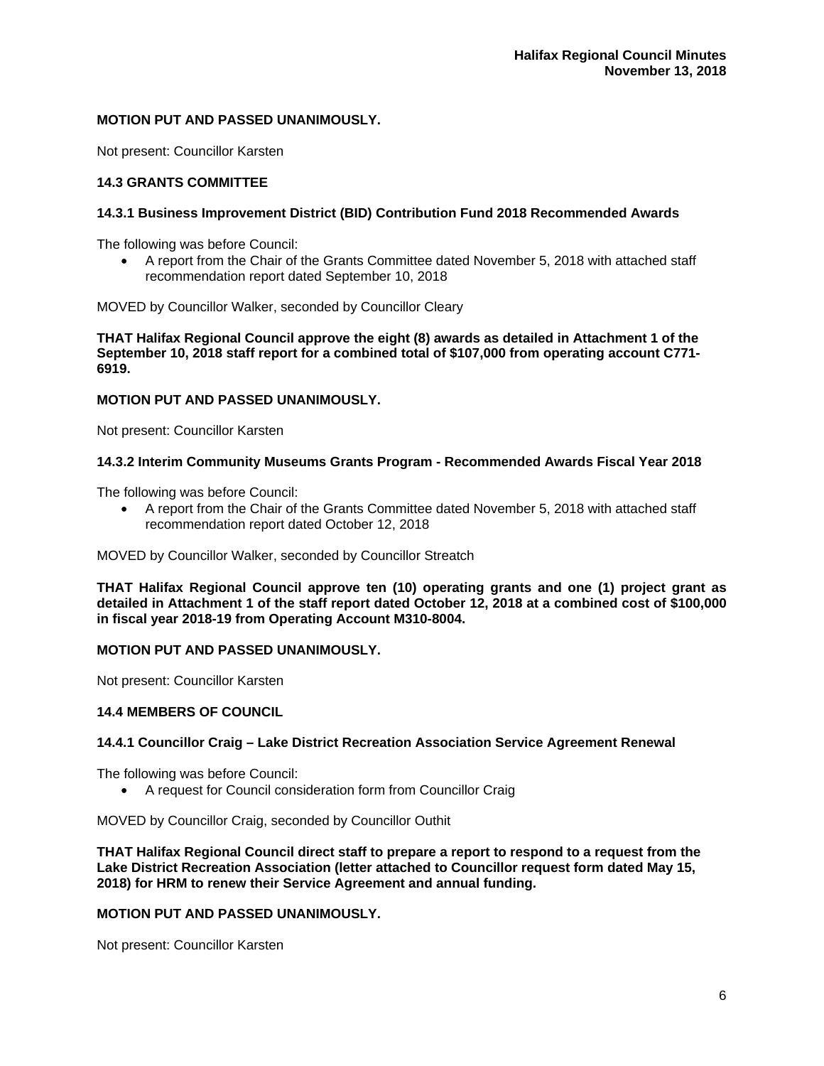**MOTION PUT AND PASSED UNANIMOUSLY.**

Not present: Councillor Karsten

### 14.3 GRANTS COMMITTEE

#### 14.3.1 Business Improvement District (BID) Contribution Fund 2018 Recommended Awards

The following was before Council:

- A report from the Chair of the Grants Committee dated November 5, 2018 with attached staff recommendation report dated September 10, 2018

MOVED by Councillor Walker, seconded by Councillor Cleary

**THAT Halifax Regional Council approve the eight (8) awards as detailed in Attachment 1 of the September 10, 2018 staff report for a combined total of $107,000 from operating account C771-6919.**

**MOTION PUT AND PASSED UNANIMOUSLY.**

Not present: Councillor Karsten

#### 14.3.2 Interim Community Museums Grants Program - Recommended Awards Fiscal Year 2018

The following was before Council:

- A report from the Chair of the Grants Committee dated November 5, 2018 with attached staff recommendation report dated October 12, 2018

MOVED by Councillor Walker, seconded by Councillor Streatch

**THAT Halifax Regional Council approve ten (10) operating grants and one (1) project grant as detailed in Attachment 1 of the staff report dated October 12, 2018 at a combined cost of $100,000 in fiscal year 2018-19 from Operating Account M310-8004.**

**MOTION PUT AND PASSED UNANIMOUSLY.**

Not present: Councillor Karsten

### 14.4 MEMBERS OF COUNCIL

#### 14.4.1 Councillor Craig – Lake District Recreation Association Service Agreement Renewal

The following was before Council:

- A request for Council consideration form from Councillor Craig

MOVED by Councillor Craig, seconded by Councillor Outhit

**THAT Halifax Regional Council direct staff to prepare a report to respond to a request from the Lake District Recreation Association (letter attached to Councillor request form dated May 15, 2018) for HRM to renew their Service Agreement and annual funding.**

**MOTION PUT AND PASSED UNANIMOUSLY.**

Not present: Councillor Karsten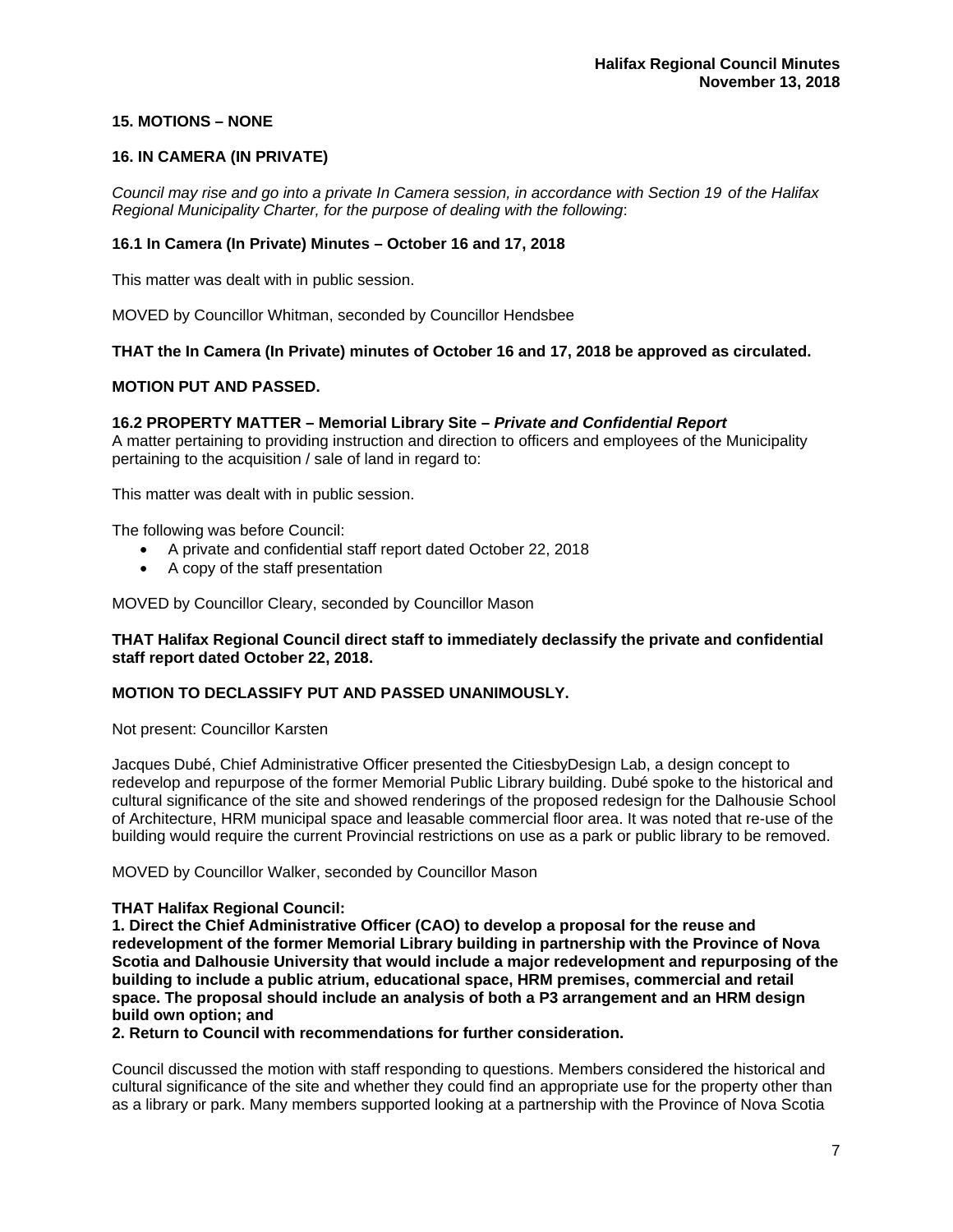## 15. MOTIONS – NONE

## 16. IN CAMERA (IN PRIVATE)

*Council may rise and go into a private In Camera session, in accordance with Section 19 of the Halifax Regional Municipality Charter, for the purpose of dealing with the following*:

### 16.1 In Camera (In Private) Minutes – October 16 and 17, 2018

This matter was dealt with in public session.

MOVED by Councillor Whitman, seconded by Councillor Hendsbee

**THAT the In Camera (In Private) minutes of October 16 and 17, 2018 be approved as circulated.**

**MOTION PUT AND PASSED.**

### 16.2 PROPERTY MATTER – Memorial Library Site – *Private and Confidential Report*

A matter pertaining to providing instruction and direction to officers and employees of the Municipality pertaining to the acquisition / sale of land in regard to:

This matter was dealt with in public session.

The following was before Council:

- A private and confidential staff report dated October 22, 2018
- A copy of the staff presentation

MOVED by Councillor Cleary, seconded by Councillor Mason

**THAT Halifax Regional Council direct staff to immediately declassify the private and confidential staff report dated October 22, 2018.**

**MOTION TO DECLASSIFY PUT AND PASSED UNANIMOUSLY.**

Not present: Councillor Karsten

Jacques Dubé, Chief Administrative Officer presented the CitiesbyDesign Lab, a design concept to redevelop and repurpose of the former Memorial Public Library building. Dubé spoke to the historical and cultural significance of the site and showed renderings of the proposed redesign for the Dalhousie School of Architecture, HRM municipal space and leasable commercial floor area. It was noted that re-use of the building would require the current Provincial restrictions on use as a park or public library to be removed.

MOVED by Councillor Walker, seconded by Councillor Mason

**THAT Halifax Regional Council:**
**1. Direct the Chief Administrative Officer (CAO) to develop a proposal for the reuse and redevelopment of the former Memorial Library building in partnership with the Province of Nova Scotia and Dalhousie University that would include a major redevelopment and repurposing of the building to include a public atrium, educational space, HRM premises, commercial and retail space. The proposal should include an analysis of both a P3 arrangement and an HRM design build own option; and**
**2. Return to Council with recommendations for further consideration.**

Council discussed the motion with staff responding to questions. Members considered the historical and cultural significance of the site and whether they could find an appropriate use for the property other than as a library or park. Many members supported looking at a partnership with the Province of Nova Scotia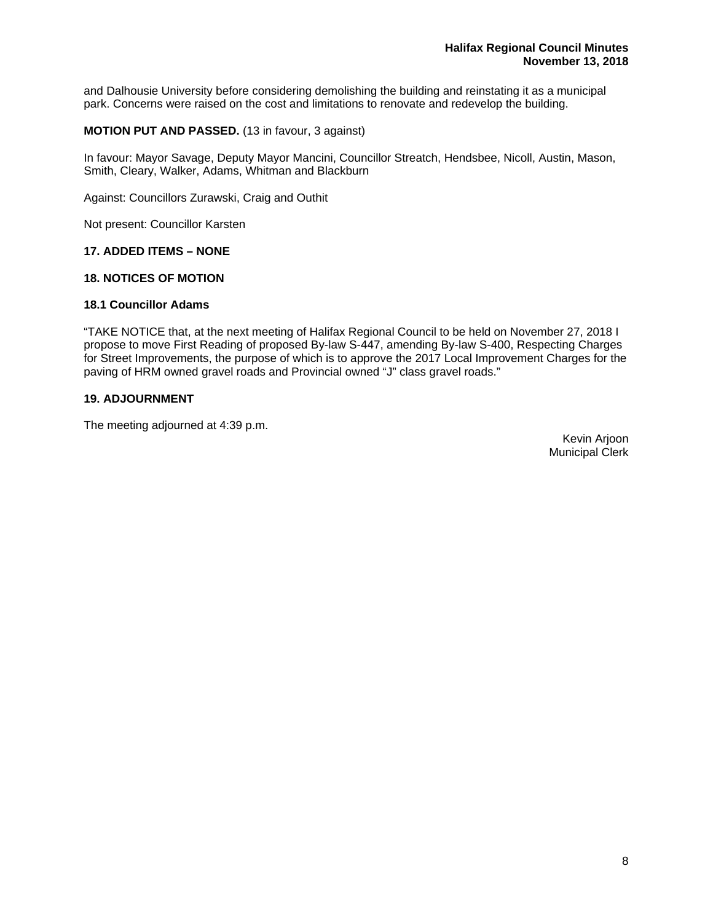and Dalhousie University before considering demolishing the building and reinstating it as a municipal park. Concerns were raised on the cost and limitations to renovate and redevelop the building.

**MOTION PUT AND PASSED.** (13 in favour, 3 against)

In favour: Mayor Savage, Deputy Mayor Mancini, Councillor Streatch, Hendsbee, Nicoll, Austin, Mason, Smith, Cleary, Walker, Adams, Whitman and Blackburn

Against: Councillors Zurawski, Craig and Outhit

Not present: Councillor Karsten

## 17. ADDED ITEMS – NONE

## 18. NOTICES OF MOTION

### 18.1 Councillor Adams

"TAKE NOTICE that, at the next meeting of Halifax Regional Council to be held on November 27, 2018 I propose to move First Reading of proposed By-law S-447, amending By-law S-400, Respecting Charges for Street Improvements, the purpose of which is to approve the 2017 Local Improvement Charges for the paving of HRM owned gravel roads and Provincial owned "J" class gravel roads."

## 19. ADJOURNMENT

The meeting adjourned at 4:39 p.m.

Kevin Arjoon
Municipal Clerk